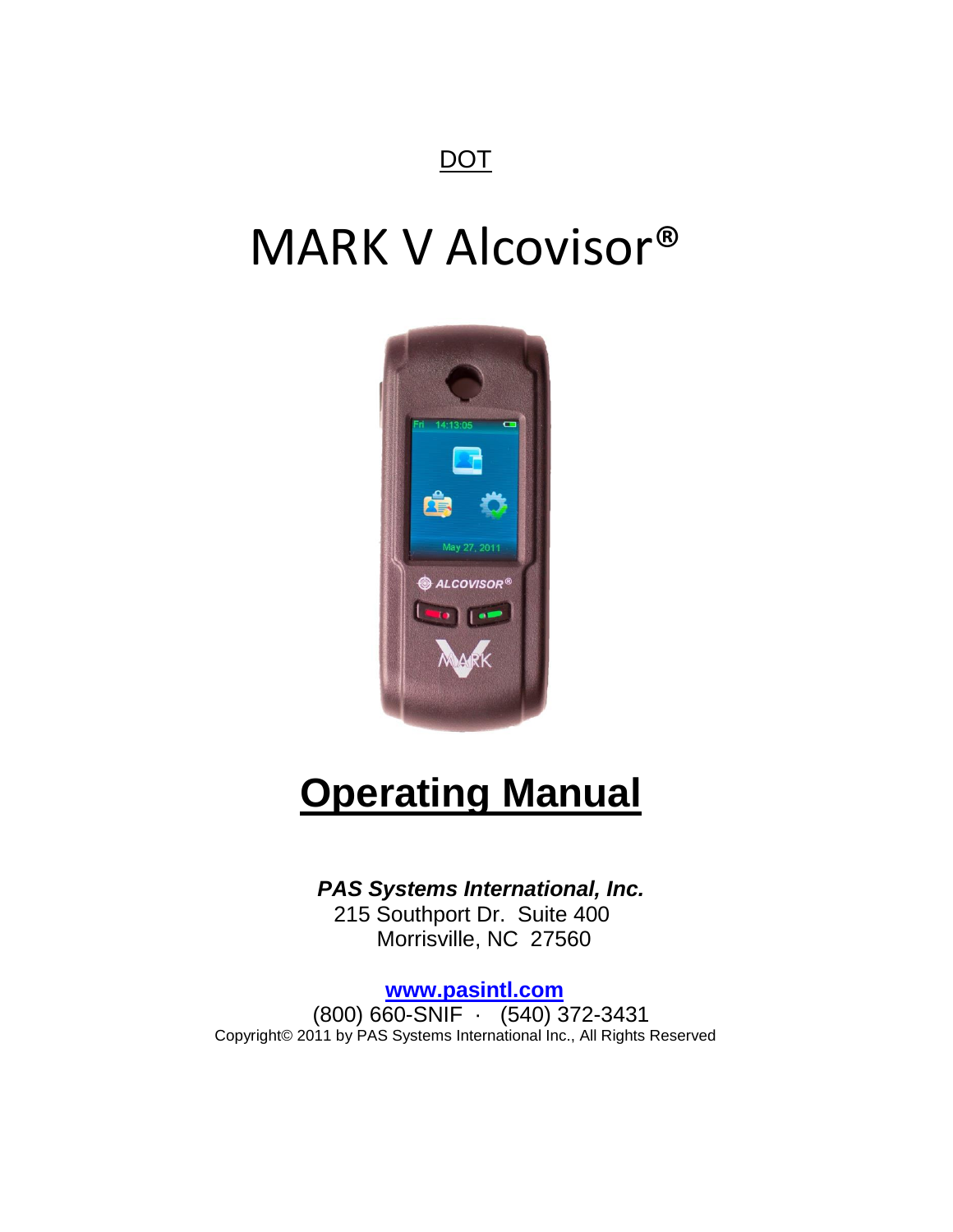DOT

# MARK V Alcovisor®

# Operating Manual

***PAS Systems International, Inc.***
215 Southport Dr. Suite 400
Morrisville, NC 27560

**www.pasintl.com**
(800) 660-SNIF · (540) 372-3431
Copyright© 2011 by PAS Systems International Inc., All Rights Reserved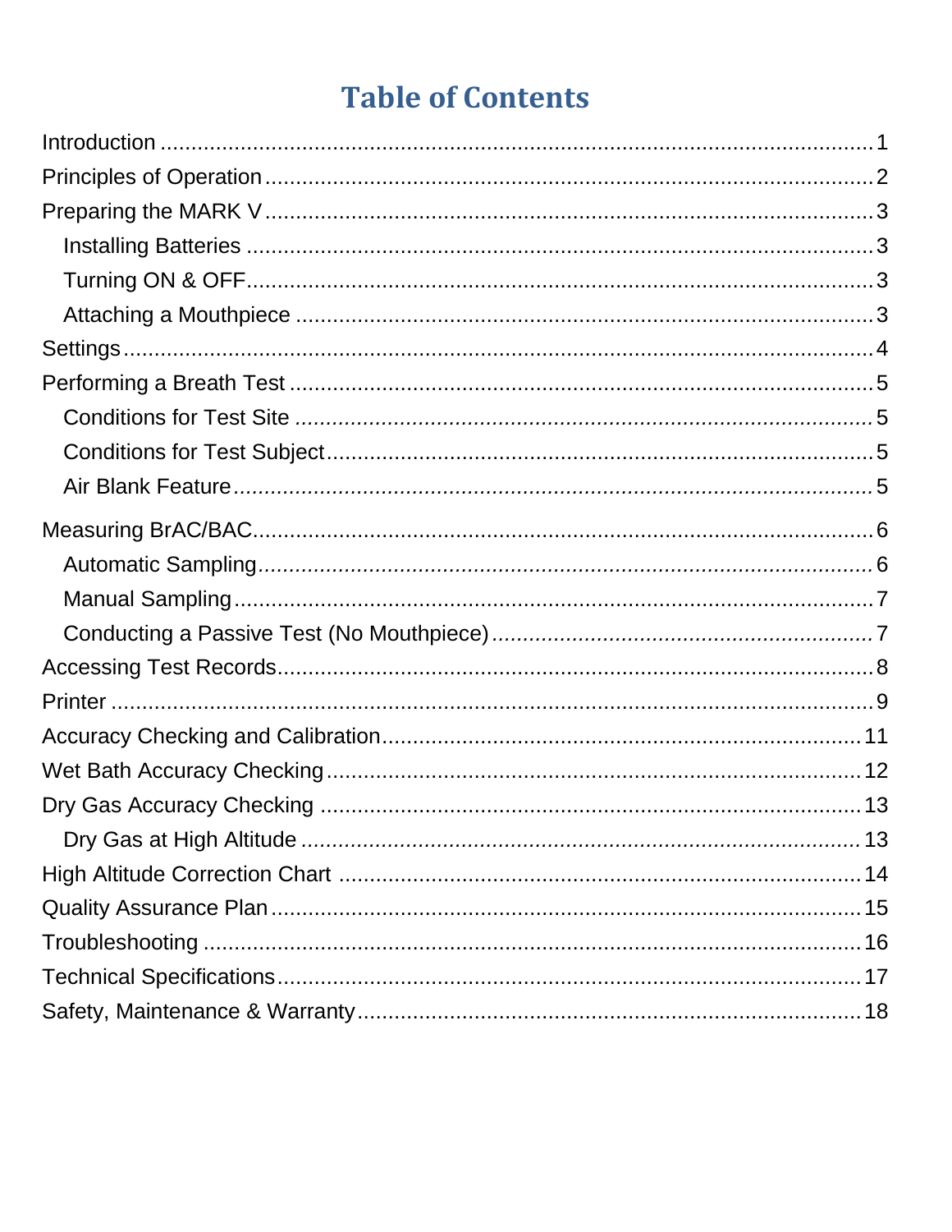# Table of Contents

- Introduction ........ 1
- Principles of Operation ........ 2
- Preparing the MARK V ........ 3
  - Installing Batteries ........ 3
  - Turning ON & OFF ........ 3
  - Attaching a Mouthpiece ........ 3
- Settings ........ 4
- Performing a Breath Test ........ 5
  - Conditions for Test Site ........ 5
  - Conditions for Test Subject ........ 5
  - Air Blank Feature ........ 5
- Measuring BrAC/BAC ........ 6
  - Automatic Sampling ........ 6
  - Manual Sampling ........ 7
  - Conducting a Passive Test (No Mouthpiece) ........ 7
- Accessing Test Records ........ 8
- Printer ........ 9
- Accuracy Checking and Calibration ........ 11
- Wet Bath Accuracy Checking ........ 12
- Dry Gas Accuracy Checking ........ 13
  - Dry Gas at High Altitude ........ 13
- High Altitude Correction Chart ........ 14
- Quality Assurance Plan ........ 15
- Troubleshooting ........ 16
- Technical Specifications ........ 17
- Safety, Maintenance & Warranty ........ 18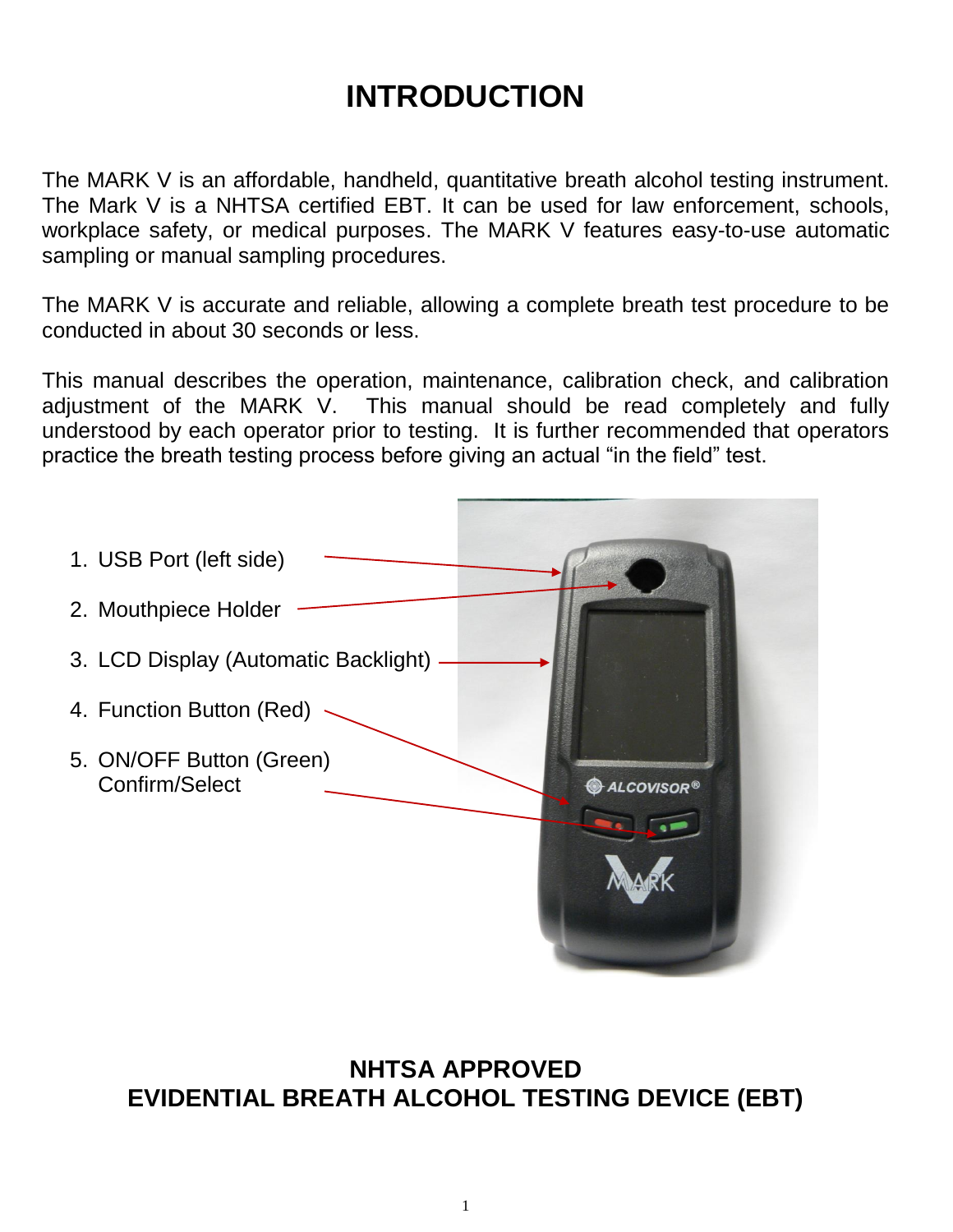# INTRODUCTION

The MARK V is an affordable, handheld, quantitative breath alcohol testing instrument. The Mark V is a NHTSA certified EBT. It can be used for law enforcement, schools, workplace safety, or medical purposes. The MARK V features easy-to-use automatic sampling or manual sampling procedures.

The MARK V is accurate and reliable, allowing a complete breath test procedure to be conducted in about 30 seconds or less.

This manual describes the operation, maintenance, calibration check, and calibration adjustment of the MARK V. This manual should be read completely and fully understood by each operator prior to testing. It is further recommended that operators practice the breath testing process before giving an actual “in the field” test.

1. USB Port (left side)
2. Mouthpiece Holder
3. LCD Display (Automatic Backlight)
4. Function Button (Red)
5. ON/OFF Button (Green) Confirm/Select

**NHTSA APPROVED**
**EVIDENTIAL BREATH ALCOHOL TESTING DEVICE (EBT)**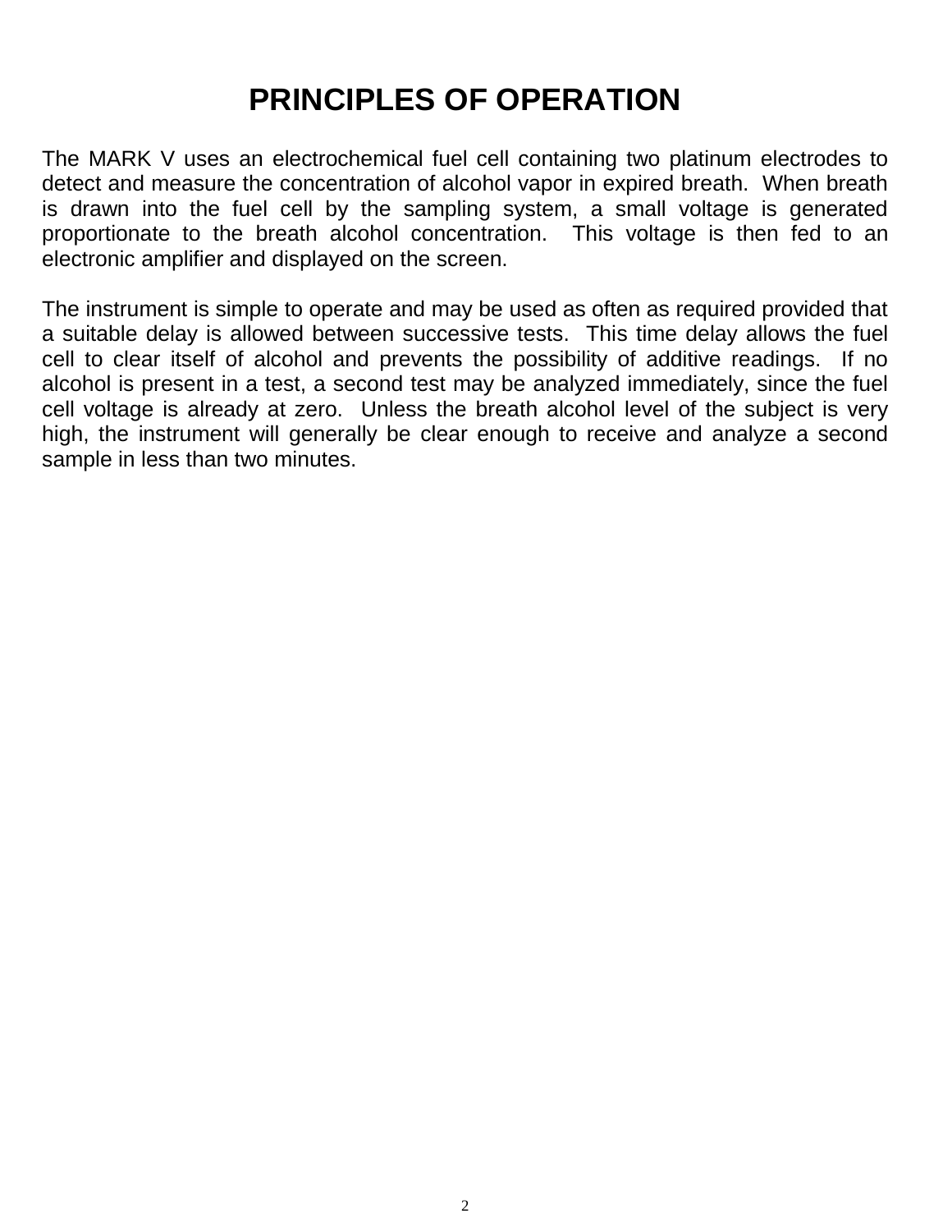# PRINCIPLES OF OPERATION

The MARK V uses an electrochemical fuel cell containing two platinum electrodes to detect and measure the concentration of alcohol vapor in expired breath. When breath is drawn into the fuel cell by the sampling system, a small voltage is generated proportionate to the breath alcohol concentration. This voltage is then fed to an electronic amplifier and displayed on the screen.

The instrument is simple to operate and may be used as often as required provided that a suitable delay is allowed between successive tests. This time delay allows the fuel cell to clear itself of alcohol and prevents the possibility of additive readings. If no alcohol is present in a test, a second test may be analyzed immediately, since the fuel cell voltage is already at zero. Unless the breath alcohol level of the subject is very high, the instrument will generally be clear enough to receive and analyze a second sample in less than two minutes.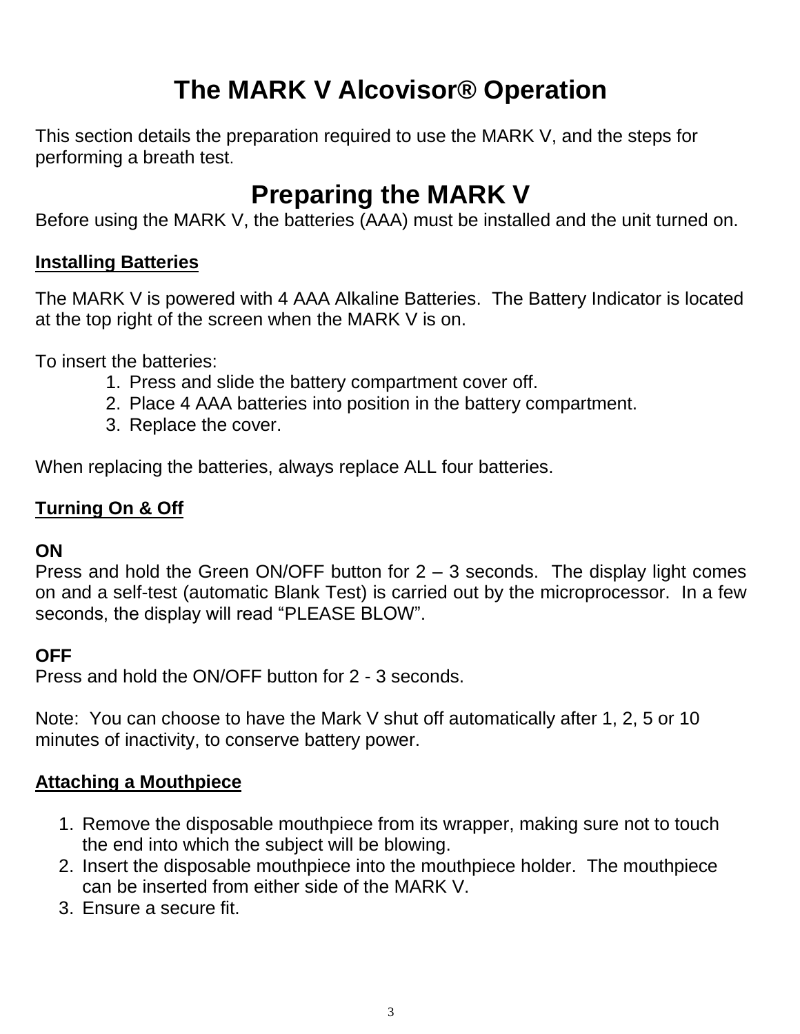# The MARK V Alcovisor® Operation

This section details the preparation required to use the MARK V, and the steps for performing a breath test.

## Preparing the MARK V

Before using the MARK V, the batteries (AAA) must be installed and the unit turned on.

### Installing Batteries

The MARK V is powered with 4 AAA Alkaline Batteries. The Battery Indicator is located at the top right of the screen when the MARK V is on.

To insert the batteries:

1. Press and slide the battery compartment cover off.
2. Place 4 AAA batteries into position in the battery compartment.
3. Replace the cover.

When replacing the batteries, always replace ALL four batteries.

### Turning On & Off

**ON**
Press and hold the Green ON/OFF button for 2 – 3 seconds. The display light comes on and a self-test (automatic Blank Test) is carried out by the microprocessor. In a few seconds, the display will read “PLEASE BLOW”.

**OFF**
Press and hold the ON/OFF button for 2 - 3 seconds.

Note: You can choose to have the Mark V shut off automatically after 1, 2, 5 or 10 minutes of inactivity, to conserve battery power.

### Attaching a Mouthpiece

1. Remove the disposable mouthpiece from its wrapper, making sure not to touch the end into which the subject will be blowing.
2. Insert the disposable mouthpiece into the mouthpiece holder. The mouthpiece can be inserted from either side of the MARK V.
3. Ensure a secure fit.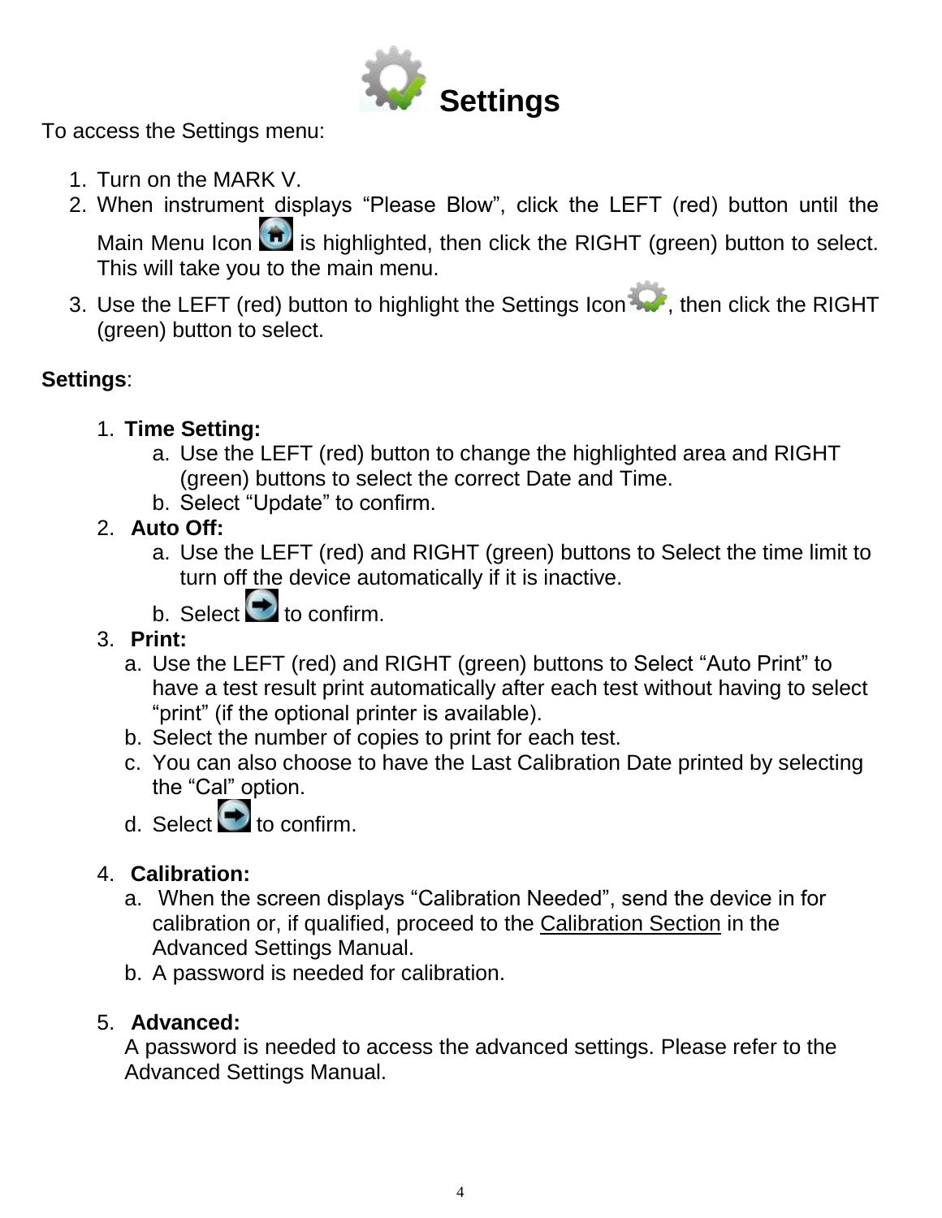# Settings

To access the Settings menu:

1. Turn on the MARK V.
2. When instrument displays “Please Blow”, click the LEFT (red) button until the Main Menu Icon is highlighted, then click the RIGHT (green) button to select. This will take you to the main menu.
3. Use the LEFT (red) button to highlight the Settings Icon, then click the RIGHT (green) button to select.

**Settings**:

1. **Time Setting:**
   a. Use the LEFT (red) button to change the highlighted area and RIGHT (green) buttons to select the correct Date and Time.
   b. Select “Update” to confirm.
2. **Auto Off:**
   a. Use the LEFT (red) and RIGHT (green) buttons to Select the time limit to turn off the device automatically if it is inactive.
   b. Select to confirm.
3. **Print:**
   a. Use the LEFT (red) and RIGHT (green) buttons to Select “Auto Print” to have a test result print automatically after each test without having to select “print” (if the optional printer is available).
   b. Select the number of copies to print for each test.
   c. You can also choose to have the Last Calibration Date printed by selecting the “Cal” option.
   d. Select to confirm.

4. **Calibration:**
   a. When the screen displays “Calibration Needed”, send the device in for calibration or, if qualified, proceed to the Calibration Section in the Advanced Settings Manual.
   b. A password is needed for calibration.

5. **Advanced:**
   A password is needed to access the advanced settings. Please refer to the Advanced Settings Manual.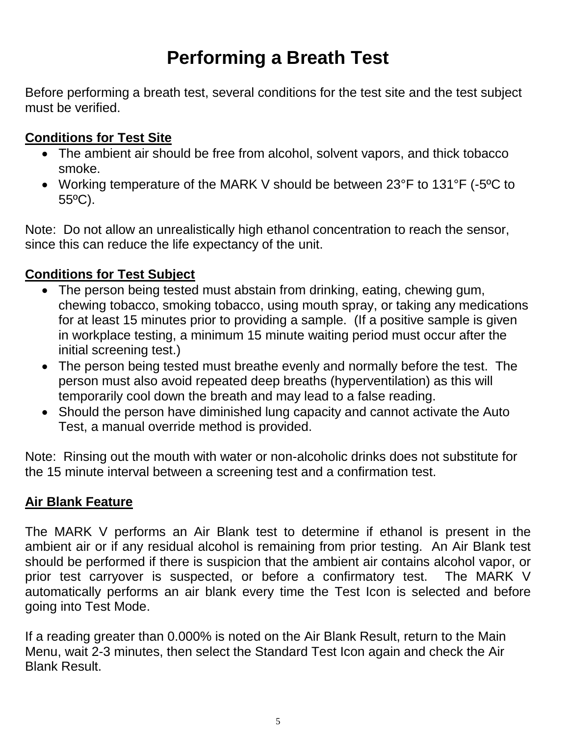# Performing a Breath Test

Before performing a breath test, several conditions for the test site and the test subject must be verified.

**Conditions for Test Site**

- The ambient air should be free from alcohol, solvent vapors, and thick tobacco smoke.
- Working temperature of the MARK V should be between 23°F to 131°F (-5ºC to 55ºC).

Note: Do not allow an unrealistically high ethanol concentration to reach the sensor, since this can reduce the life expectancy of the unit.

**Conditions for Test Subject**

- The person being tested must abstain from drinking, eating, chewing gum, chewing tobacco, smoking tobacco, using mouth spray, or taking any medications for at least 15 minutes prior to providing a sample. (If a positive sample is given in workplace testing, a minimum 15 minute waiting period must occur after the initial screening test.)
- The person being tested must breathe evenly and normally before the test. The person must also avoid repeated deep breaths (hyperventilation) as this will temporarily cool down the breath and may lead to a false reading.
- Should the person have diminished lung capacity and cannot activate the Auto Test, a manual override method is provided.

Note: Rinsing out the mouth with water or non-alcoholic drinks does not substitute for the 15 minute interval between a screening test and a confirmation test.

**Air Blank Feature**

The MARK V performs an Air Blank test to determine if ethanol is present in the ambient air or if any residual alcohol is remaining from prior testing. An Air Blank test should be performed if there is suspicion that the ambient air contains alcohol vapor, or prior test carryover is suspected, or before a confirmatory test. The MARK V automatically performs an air blank every time the Test Icon is selected and before going into Test Mode.

If a reading greater than 0.000% is noted on the Air Blank Result, return to the Main Menu, wait 2-3 minutes, then select the Standard Test Icon again and check the Air Blank Result.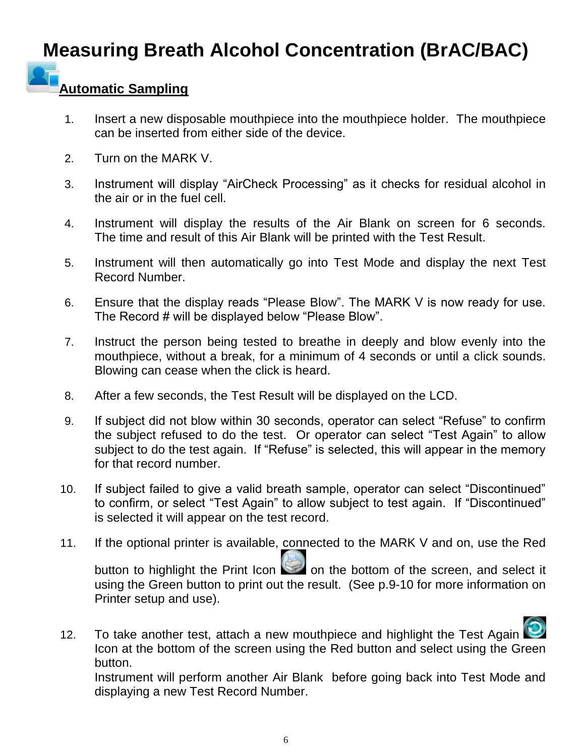# Measuring Breath Alcohol Concentration (BrAC/BAC)

## Automatic Sampling

1. Insert a new disposable mouthpiece into the mouthpiece holder. The mouthpiece can be inserted from either side of the device.
2. Turn on the MARK V.
3. Instrument will display "AirCheck Processing" as it checks for residual alcohol in the air or in the fuel cell.
4. Instrument will display the results of the Air Blank on screen for 6 seconds. The time and result of this Air Blank will be printed with the Test Result.
5. Instrument will then automatically go into Test Mode and display the next Test Record Number.
6. Ensure that the display reads "Please Blow". The MARK V is now ready for use. The Record # will be displayed below "Please Blow".
7. Instruct the person being tested to breathe in deeply and blow evenly into the mouthpiece, without a break, for a minimum of 4 seconds or until a click sounds. Blowing can cease when the click is heard.
8. After a few seconds, the Test Result will be displayed on the LCD.
9. If subject did not blow within 30 seconds, operator can select "Refuse" to confirm the subject refused to do the test. Or operator can select "Test Again" to allow subject to do the test again. If "Refuse" is selected, this will appear in the memory for that record number.
10. If subject failed to give a valid breath sample, operator can select "Discontinued" to confirm, or select "Test Again" to allow subject to test again. If "Discontinued" is selected it will appear on the test record.
11. If the optional printer is available, connected to the MARK V and on, use the Red button to highlight the Print Icon on the bottom of the screen, and select it using the Green button to print out the result. (See p.9-10 for more information on Printer setup and use).
12. To take another test, attach a new mouthpiece and highlight the Test Again Icon at the bottom of the screen using the Red button and select using the Green button.
    Instrument will perform another Air Blank before going back into Test Mode and displaying a new Test Record Number.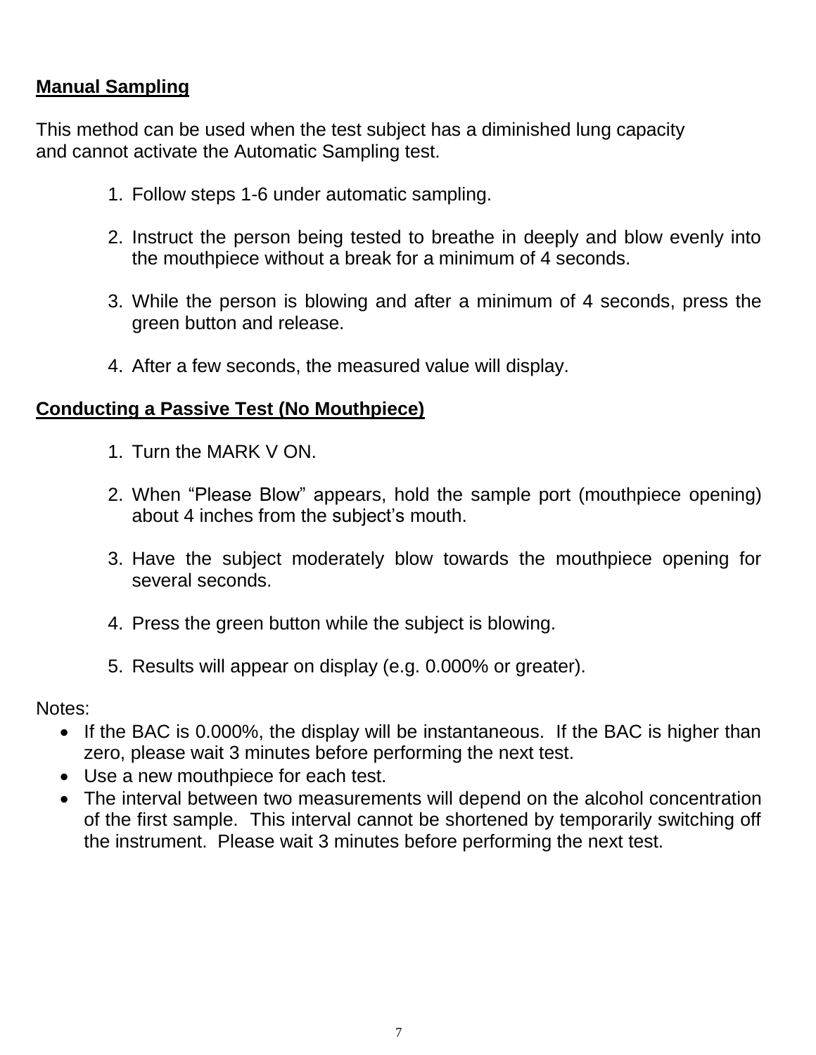**Manual Sampling**

This method can be used when the test subject has a diminished lung capacity and cannot activate the Automatic Sampling test.

1. Follow steps 1-6 under automatic sampling.

2. Instruct the person being tested to breathe in deeply and blow evenly into the mouthpiece without a break for a minimum of 4 seconds.

3. While the person is blowing and after a minimum of 4 seconds, press the green button and release.

4. After a few seconds, the measured value will display.

**Conducting a Passive Test (No Mouthpiece)**

1. Turn the MARK V ON.

2. When “Please Blow” appears, hold the sample port (mouthpiece opening) about 4 inches from the subject’s mouth.

3. Have the subject moderately blow towards the mouthpiece opening for several seconds.

4. Press the green button while the subject is blowing.

5. Results will appear on display (e.g. 0.000% or greater).

Notes:

- If the BAC is 0.000%, the display will be instantaneous. If the BAC is higher than zero, please wait 3 minutes before performing the next test.
- Use a new mouthpiece for each test.
- The interval between two measurements will depend on the alcohol concentration of the first sample. This interval cannot be shortened by temporarily switching off the instrument. Please wait 3 minutes before performing the next test.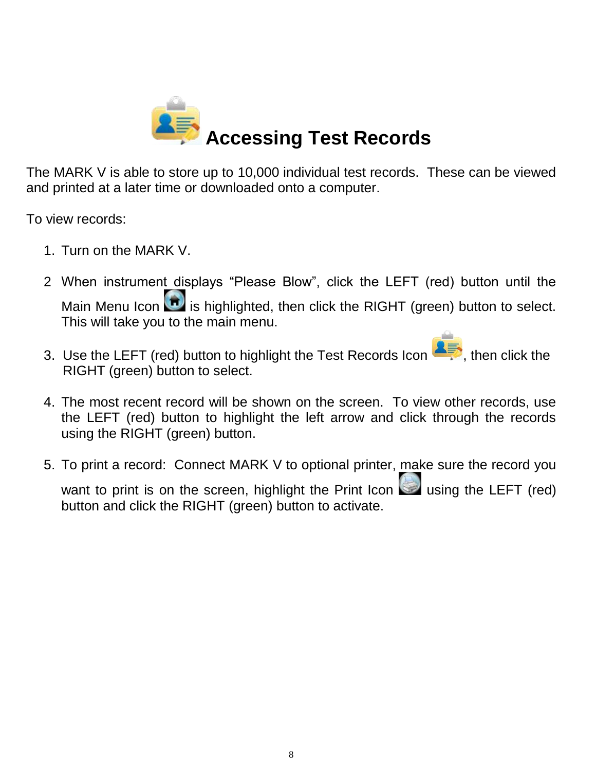# Accessing Test Records

The MARK V is able to store up to 10,000 individual test records. These can be viewed and printed at a later time or downloaded onto a computer.

To view records:

1. Turn on the MARK V.
2. When instrument displays “Please Blow”, click the LEFT (red) button until the Main Menu Icon is highlighted, then click the RIGHT (green) button to select. This will take you to the main menu.
3. Use the LEFT (red) button to highlight the Test Records Icon, then click the RIGHT (green) button to select.
4. The most recent record will be shown on the screen. To view other records, use the LEFT (red) button to highlight the left arrow and click through the records using the RIGHT (green) button.
5. To print a record: Connect MARK V to optional printer, make sure the record you want to print is on the screen, highlight the Print Icon using the LEFT (red) button and click the RIGHT (green) button to activate.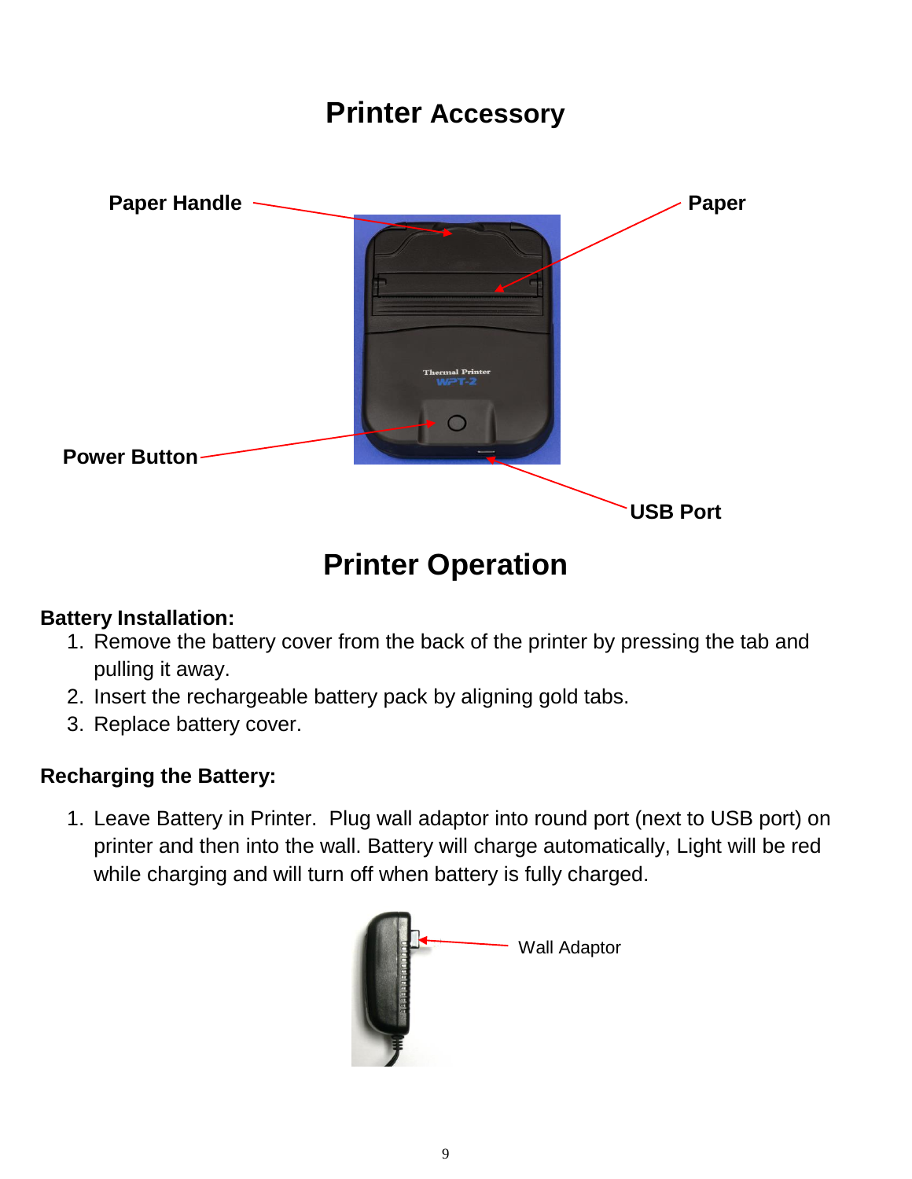# Printer Accessory

Paper Handle

Paper

Power Button

USB Port

# Printer Operation

**Battery Installation:**

1. Remove the battery cover from the back of the printer by pressing the tab and pulling it away.
2. Insert the rechargeable battery pack by aligning gold tabs.
3. Replace battery cover.

**Recharging the Battery:**

1. Leave Battery in Printer. Plug wall adaptor into round port (next to USB port) on printer and then into the wall. Battery will charge automatically, Light will be red while charging and will turn off when battery is fully charged.

Wall Adaptor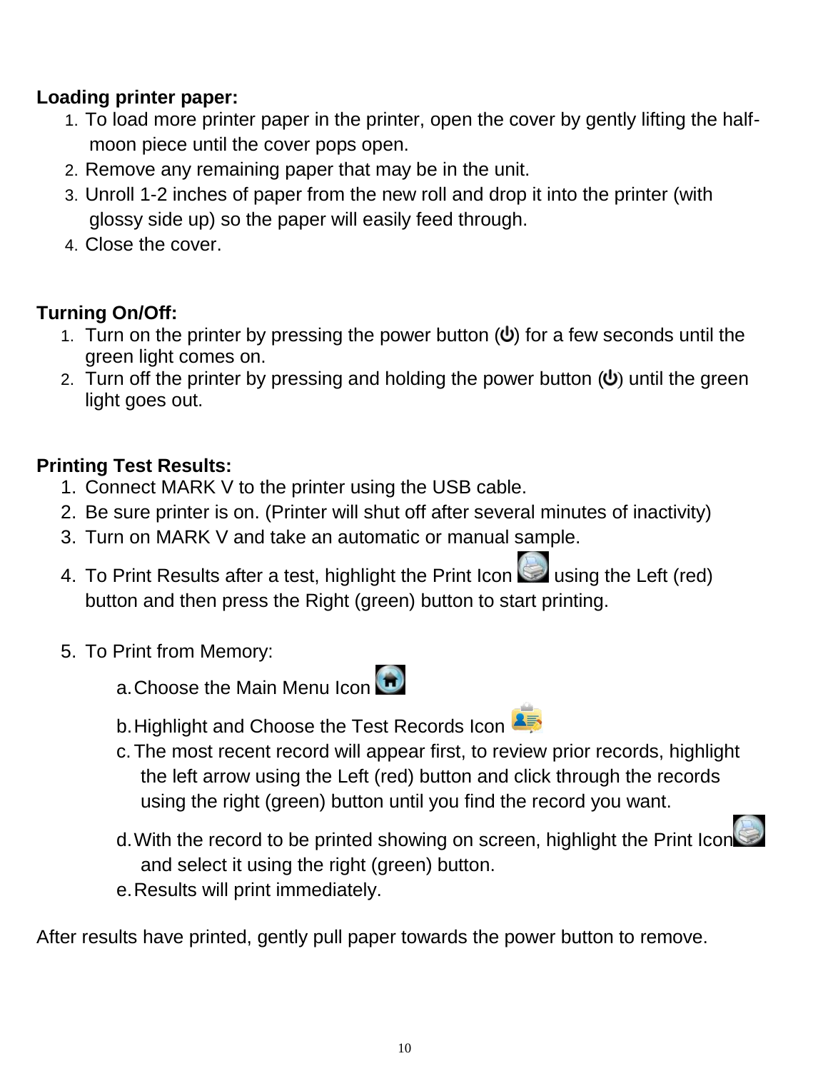**Loading printer paper:**

1. To load more printer paper in the printer, open the cover by gently lifting the half-moon piece until the cover pops open.
2. Remove any remaining paper that may be in the unit.
3. Unroll 1-2 inches of paper from the new roll and drop it into the printer (with glossy side up) so the paper will easily feed through.
4. Close the cover.

**Turning On/Off:**

1. Turn on the printer by pressing the power button (⏻) for a few seconds until the green light comes on.
2. Turn off the printer by pressing and holding the power button (⏻) until the green light goes out.

**Printing Test Results:**

1. Connect MARK V to the printer using the USB cable.
2. Be sure printer is on. (Printer will shut off after several minutes of inactivity)
3. Turn on MARK V and take an automatic or manual sample.
4. To Print Results after a test, highlight the Print Icon using the Left (red) button and then press the Right (green) button to start printing.
5. To Print from Memory:
   a. Choose the Main Menu Icon
   b. Highlight and Choose the Test Records Icon
   c. The most recent record will appear first, to review prior records, highlight the left arrow using the Left (red) button and click through the records using the right (green) button until you find the record you want.
   d. With the record to be printed showing on screen, highlight the Print Icon and select it using the right (green) button.
   e. Results will print immediately.

After results have printed, gently pull paper towards the power button to remove.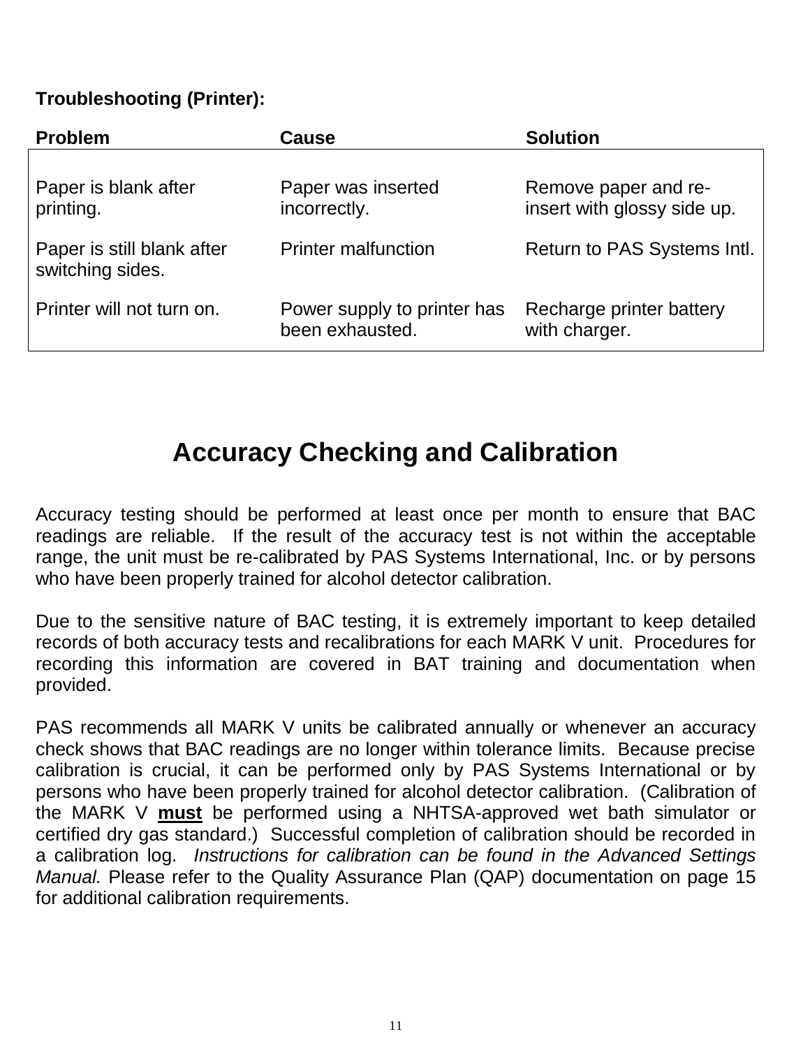**Troubleshooting (Printer):**

| Problem | Cause | Solution |
|---|---|---|
| Paper is blank after printing. | Paper was inserted incorrectly. | Remove paper and re-insert with glossy side up. |
| Paper is still blank after switching sides. | Printer malfunction | Return to PAS Systems Intl. |
| Printer will not turn on. | Power supply to printer has been exhausted. | Recharge printer battery with charger. |

# Accuracy Checking and Calibration

Accuracy testing should be performed at least once per month to ensure that BAC readings are reliable. If the result of the accuracy test is not within the acceptable range, the unit must be re-calibrated by PAS Systems International, Inc. or by persons who have been properly trained for alcohol detector calibration.

Due to the sensitive nature of BAC testing, it is extremely important to keep detailed records of both accuracy tests and recalibrations for each MARK V unit. Procedures for recording this information are covered in BAT training and documentation when provided.

PAS recommends all MARK V units be calibrated annually or whenever an accuracy check shows that BAC readings are no longer within tolerance limits. Because precise calibration is crucial, it can be performed only by PAS Systems International or by persons who have been properly trained for alcohol detector calibration. (Calibration of the MARK V **must** be performed using a NHTSA-approved wet bath simulator or certified dry gas standard.) Successful completion of calibration should be recorded in a calibration log. *Instructions for calibration can be found in the Advanced Settings Manual.* Please refer to the Quality Assurance Plan (QAP) documentation on page 15 for additional calibration requirements.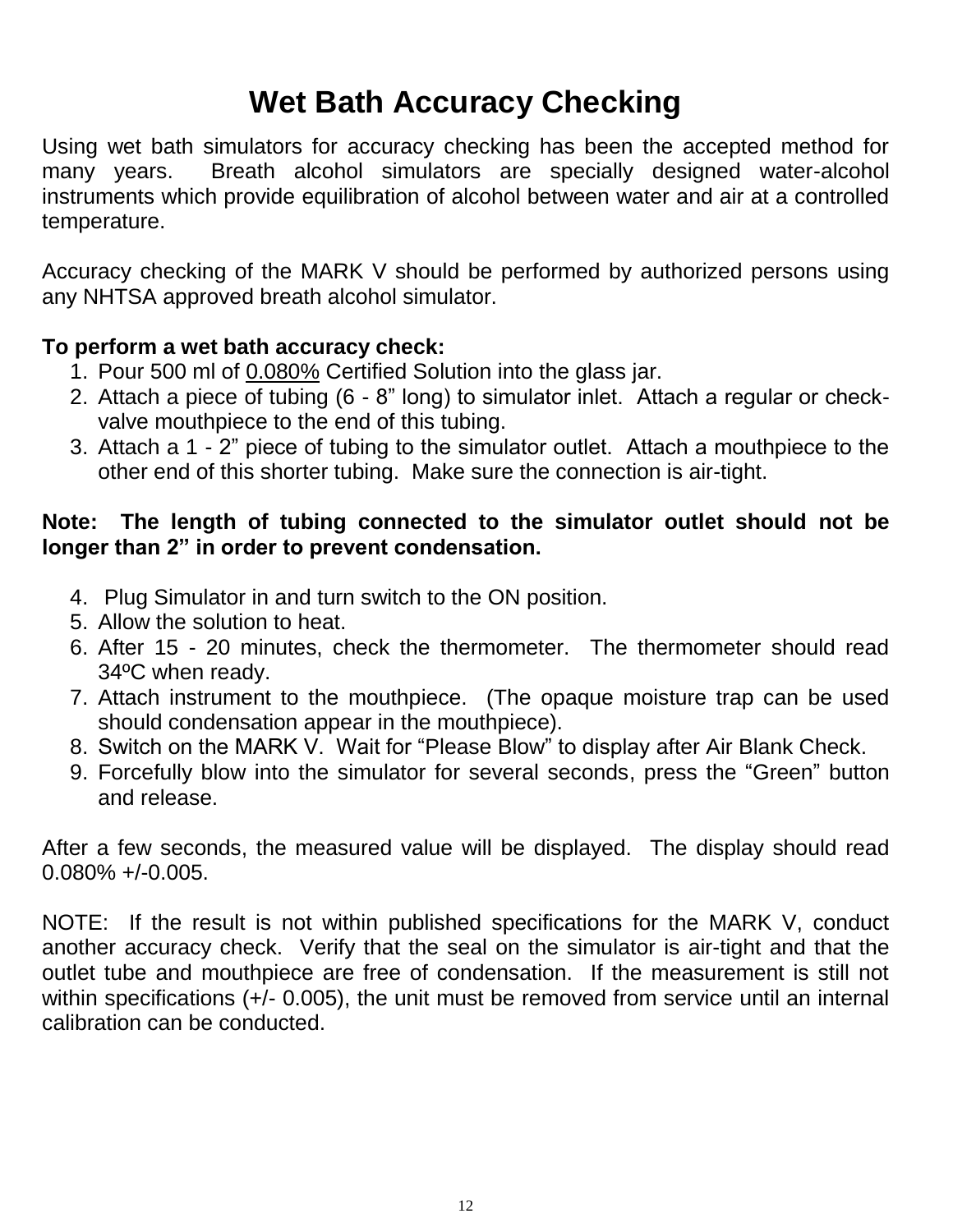# Wet Bath Accuracy Checking

Using wet bath simulators for accuracy checking has been the accepted method for many years. Breath alcohol simulators are specially designed water-alcohol instruments which provide equilibration of alcohol between water and air at a controlled temperature.

Accuracy checking of the MARK V should be performed by authorized persons using any NHTSA approved breath alcohol simulator.

**To perform a wet bath accuracy check:**

1. Pour 500 ml of <u>0.080%</u> Certified Solution into the glass jar.
2. Attach a piece of tubing (6 - 8" long) to simulator inlet. Attach a regular or check-valve mouthpiece to the end of this tubing.
3. Attach a 1 - 2" piece of tubing to the simulator outlet. Attach a mouthpiece to the other end of this shorter tubing. Make sure the connection is air-tight.

**Note: The length of tubing connected to the simulator outlet should not be longer than 2" in order to prevent condensation.**

4. Plug Simulator in and turn switch to the ON position.
5. Allow the solution to heat.
6. After 15 - 20 minutes, check the thermometer. The thermometer should read 34ºC when ready.
7. Attach instrument to the mouthpiece. (The opaque moisture trap can be used should condensation appear in the mouthpiece).
8. Switch on the MARK V. Wait for "Please Blow" to display after Air Blank Check.
9. Forcefully blow into the simulator for several seconds, press the "Green" button and release.

After a few seconds, the measured value will be displayed. The display should read 0.080% +/-0.005.

NOTE: If the result is not within published specifications for the MARK V, conduct another accuracy check. Verify that the seal on the simulator is air-tight and that the outlet tube and mouthpiece are free of condensation. If the measurement is still not within specifications (+/- 0.005), the unit must be removed from service until an internal calibration can be conducted.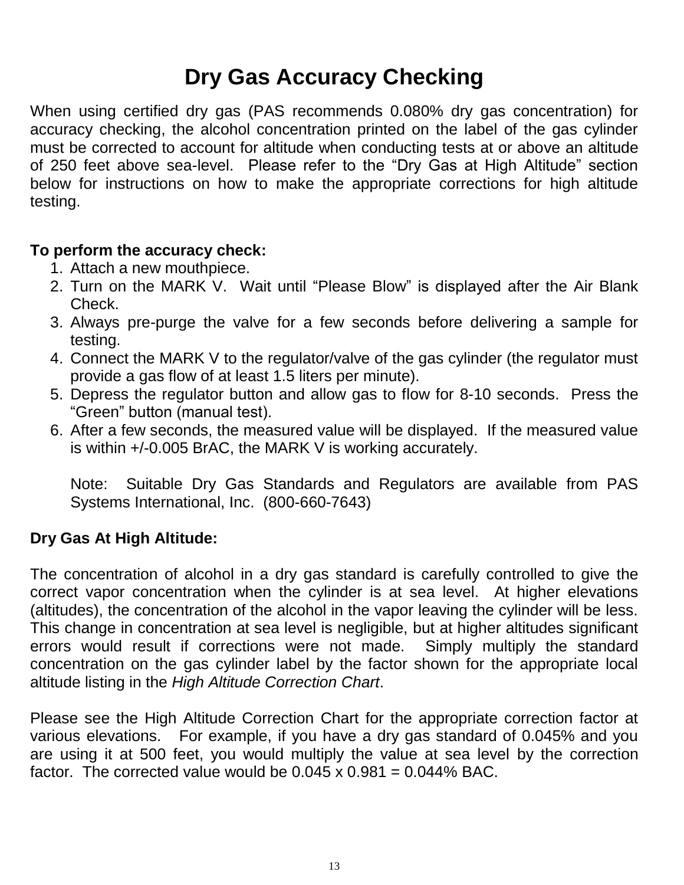# Dry Gas Accuracy Checking

When using certified dry gas (PAS recommends 0.080% dry gas concentration) for accuracy checking, the alcohol concentration printed on the label of the gas cylinder must be corrected to account for altitude when conducting tests at or above an altitude of 250 feet above sea-level. Please refer to the “Dry Gas at High Altitude” section below for instructions on how to make the appropriate corrections for high altitude testing.

**To perform the accuracy check:**

1. Attach a new mouthpiece.
2. Turn on the MARK V. Wait until “Please Blow” is displayed after the Air Blank Check.
3. Always pre-purge the valve for a few seconds before delivering a sample for testing.
4. Connect the MARK V to the regulator/valve of the gas cylinder (the regulator must provide a gas flow of at least 1.5 liters per minute).
5. Depress the regulator button and allow gas to flow for 8-10 seconds. Press the “Green” button (manual test).
6. After a few seconds, the measured value will be displayed. If the measured value is within +/-0.005 BrAC, the MARK V is working accurately.

   Note: Suitable Dry Gas Standards and Regulators are available from PAS Systems International, Inc. (800-660-7643)

**Dry Gas At High Altitude:**

The concentration of alcohol in a dry gas standard is carefully controlled to give the correct vapor concentration when the cylinder is at sea level. At higher elevations (altitudes), the concentration of the alcohol in the vapor leaving the cylinder will be less. This change in concentration at sea level is negligible, but at higher altitudes significant errors would result if corrections were not made. Simply multiply the standard concentration on the gas cylinder label by the factor shown for the appropriate local altitude listing in the *High Altitude Correction Chart*.

Please see the High Altitude Correction Chart for the appropriate correction factor at various elevations. For example, if you have a dry gas standard of 0.045% and you are using it at 500 feet, you would multiply the value at sea level by the correction factor. The corrected value would be 0.045 x 0.981 = 0.044% BAC.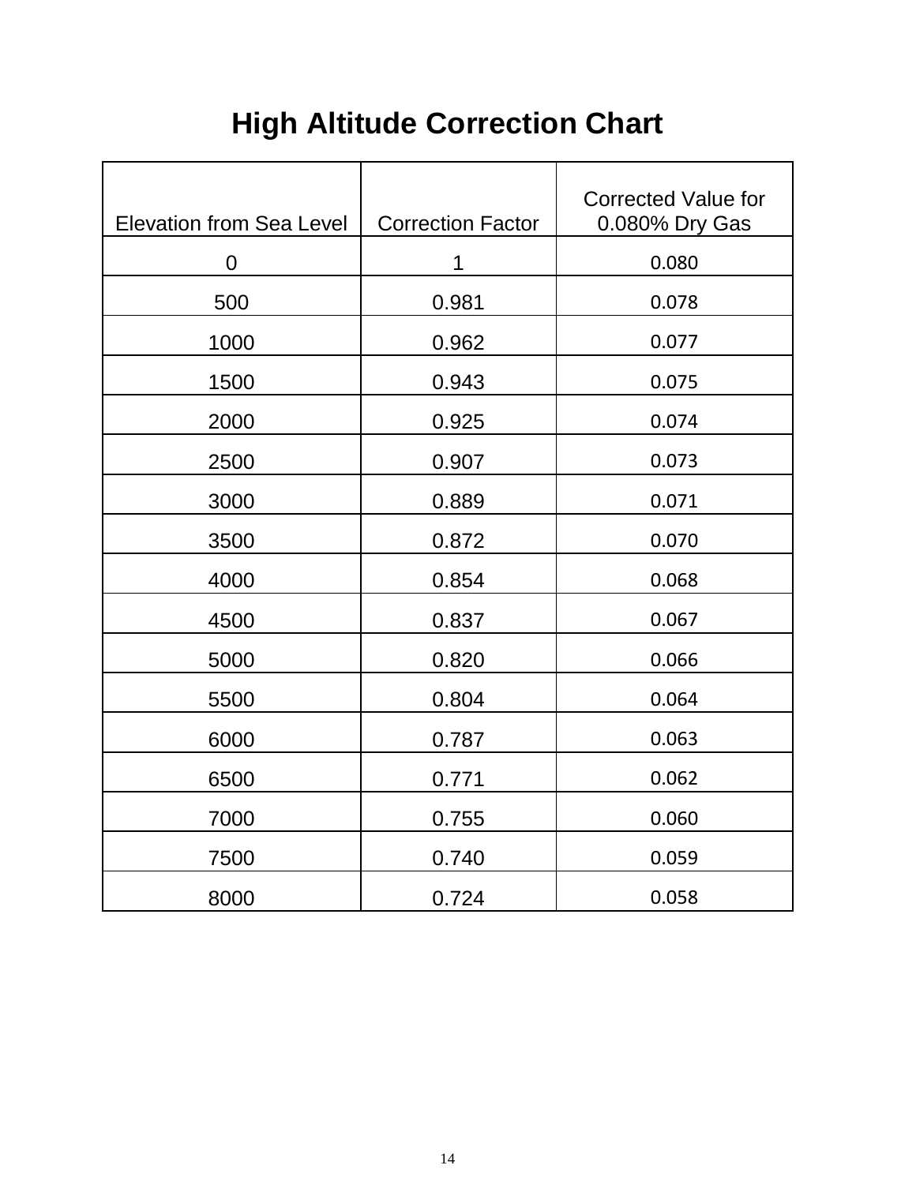# High Altitude Correction Chart

| Elevation from Sea Level | Correction Factor | Corrected Value for 0.080% Dry Gas |
|---|---|---|
| 0 | 1 | 0.080 |
| 500 | 0.981 | 0.078 |
| 1000 | 0.962 | 0.077 |
| 1500 | 0.943 | 0.075 |
| 2000 | 0.925 | 0.074 |
| 2500 | 0.907 | 0.073 |
| 3000 | 0.889 | 0.071 |
| 3500 | 0.872 | 0.070 |
| 4000 | 0.854 | 0.068 |
| 4500 | 0.837 | 0.067 |
| 5000 | 0.820 | 0.066 |
| 5500 | 0.804 | 0.064 |
| 6000 | 0.787 | 0.063 |
| 6500 | 0.771 | 0.062 |
| 7000 | 0.755 | 0.060 |
| 7500 | 0.740 | 0.059 |
| 8000 | 0.724 | 0.058 |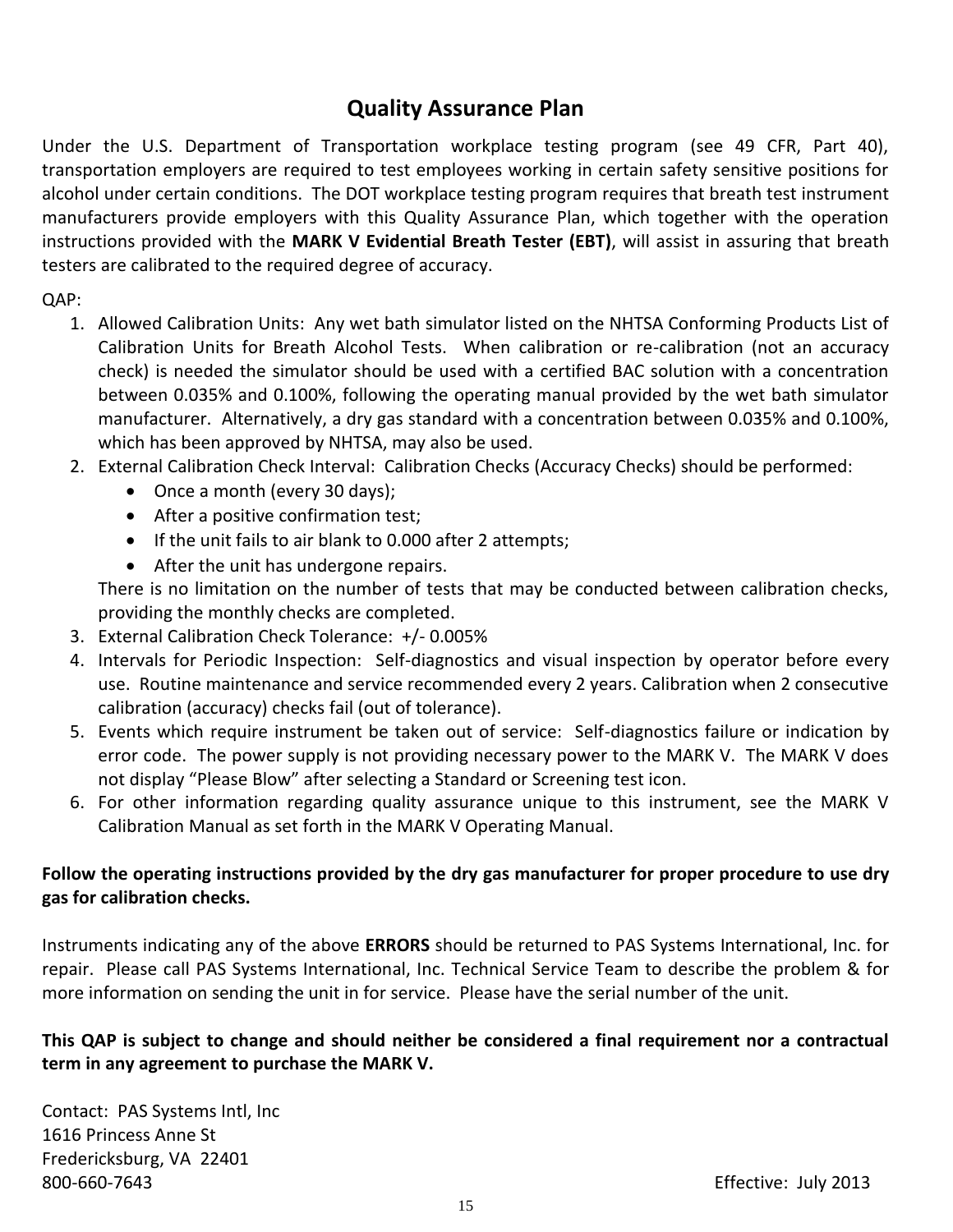# Quality Assurance Plan

Under the U.S. Department of Transportation workplace testing program (see 49 CFR, Part 40), transportation employers are required to test employees working in certain safety sensitive positions for alcohol under certain conditions. The DOT workplace testing program requires that breath test instrument manufacturers provide employers with this Quality Assurance Plan, which together with the operation instructions provided with the **MARK V Evidential Breath Tester (EBT)**, will assist in assuring that breath testers are calibrated to the required degree of accuracy.

QAP:

1. Allowed Calibration Units: Any wet bath simulator listed on the NHTSA Conforming Products List of Calibration Units for Breath Alcohol Tests. When calibration or re-calibration (not an accuracy check) is needed the simulator should be used with a certified BAC solution with a concentration between 0.035% and 0.100%, following the operating manual provided by the wet bath simulator manufacturer. Alternatively, a dry gas standard with a concentration between 0.035% and 0.100%, which has been approved by NHTSA, may also be used.
2. External Calibration Check Interval: Calibration Checks (Accuracy Checks) should be performed:
   - Once a month (every 30 days);
   - After a positive confirmation test;
   - If the unit fails to air blank to 0.000 after 2 attempts;
   - After the unit has undergone repairs.

   There is no limitation on the number of tests that may be conducted between calibration checks, providing the monthly checks are completed.
3. External Calibration Check Tolerance: +/- 0.005%
4. Intervals for Periodic Inspection: Self-diagnostics and visual inspection by operator before every use. Routine maintenance and service recommended every 2 years. Calibration when 2 consecutive calibration (accuracy) checks fail (out of tolerance).
5. Events which require instrument be taken out of service: Self-diagnostics failure or indication by error code. The power supply is not providing necessary power to the MARK V. The MARK V does not display "Please Blow" after selecting a Standard or Screening test icon.
6. For other information regarding quality assurance unique to this instrument, see the MARK V Calibration Manual as set forth in the MARK V Operating Manual.

**Follow the operating instructions provided by the dry gas manufacturer for proper procedure to use dry gas for calibration checks.**

Instruments indicating any of the above **ERRORS** should be returned to PAS Systems International, Inc. for repair. Please call PAS Systems International, Inc. Technical Service Team to describe the problem & for more information on sending the unit in for service. Please have the serial number of the unit.

**This QAP is subject to change and should neither be considered a final requirement nor a contractual term in any agreement to purchase the MARK V.**

Contact: PAS Systems Intl, Inc
1616 Princess Anne St
Fredericksburg, VA 22401
800-660-7643

Effective: July 2013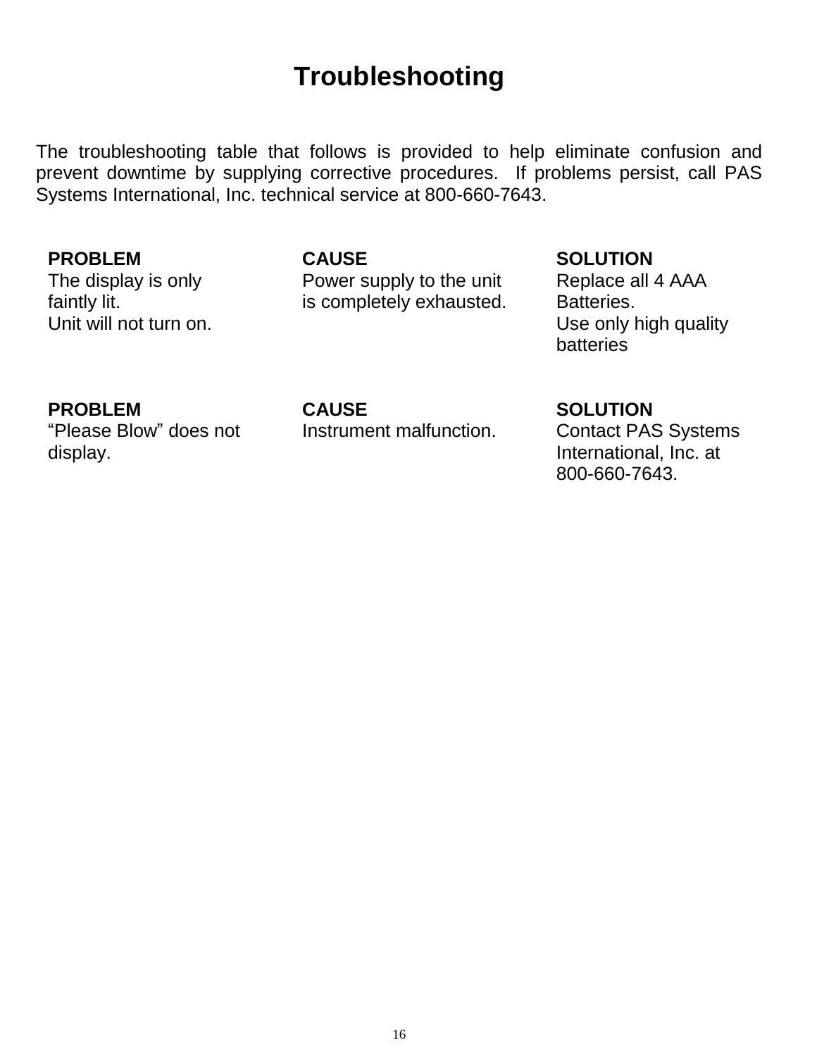# Troubleshooting

The troubleshooting table that follows is provided to help eliminate confusion and prevent downtime by supplying corrective procedures. If problems persist, call PAS Systems International, Inc. technical service at 800-660-7643.

| PROBLEM | CAUSE | SOLUTION |
|---|---|---|
| The display is only faintly lit.<br>Unit will not turn on. | Power supply to the unit is completely exhausted. | Replace all 4 AAA Batteries.<br>Use only high quality batteries |
| “Please Blow” does not display. | Instrument malfunction. | Contact PAS Systems International, Inc. at 800-660-7643. |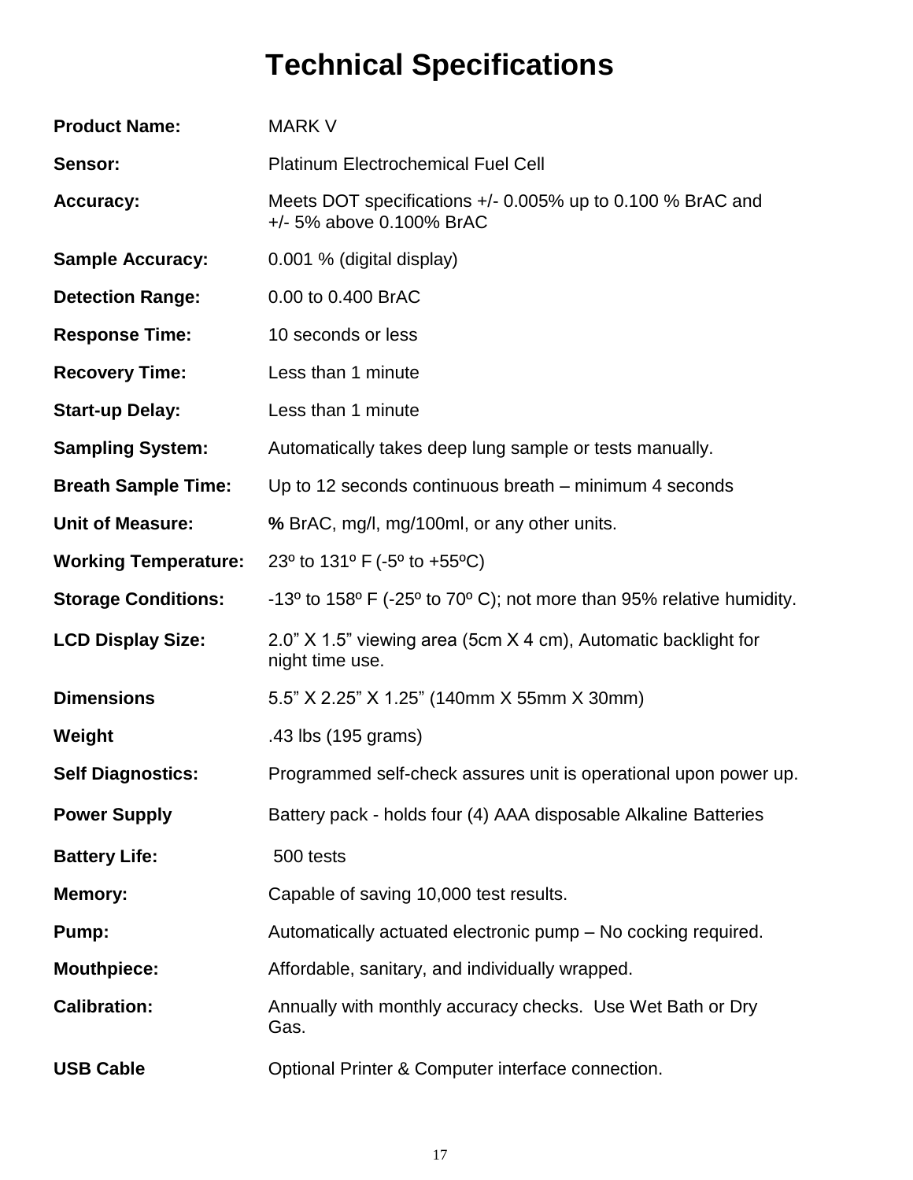# Technical Specifications

| | |
|---|---|
| **Product Name:** | MARK V |
| **Sensor:** | Platinum Electrochemical Fuel Cell |
| **Accuracy:** | Meets DOT specifications +/- 0.005% up to 0.100 % BrAC and +/- 5% above 0.100% BrAC |
| **Sample Accuracy:** | 0.001 % (digital display) |
| **Detection Range:** | 0.00 to 0.400 BrAC |
| **Response Time:** | 10 seconds or less |
| **Recovery Time:** | Less than 1 minute |
| **Start-up Delay:** | Less than 1 minute |
| **Sampling System:** | Automatically takes deep lung sample or tests manually. |
| **Breath Sample Time:** | Up to 12 seconds continuous breath – minimum 4 seconds |
| **Unit of Measure:** | **%** BrAC, mg/l, mg/100ml, or any other units. |
| **Working Temperature:** | 23º to 131º F (-5º to +55ºC) |
| **Storage Conditions:** | -13º to 158º F (-25º to 70º C); not more than 95% relative humidity. |
| **LCD Display Size:** | 2.0” X 1.5” viewing area (5cm X 4 cm), Automatic backlight for night time use. |
| **Dimensions** | 5.5” X 2.25” X 1.25” (140mm X 55mm X 30mm) |
| **Weight** | .43 lbs (195 grams) |
| **Self Diagnostics:** | Programmed self-check assures unit is operational upon power up. |
| **Power Supply** | Battery pack - holds four (4) AAA disposable Alkaline Batteries |
| **Battery Life:** | 500 tests |
| **Memory:** | Capable of saving 10,000 test results. |
| **Pump:** | Automatically actuated electronic pump – No cocking required. |
| **Mouthpiece:** | Affordable, sanitary, and individually wrapped. |
| **Calibration:** | Annually with monthly accuracy checks. Use Wet Bath or Dry Gas. |
| **USB Cable** | Optional Printer & Computer interface connection. |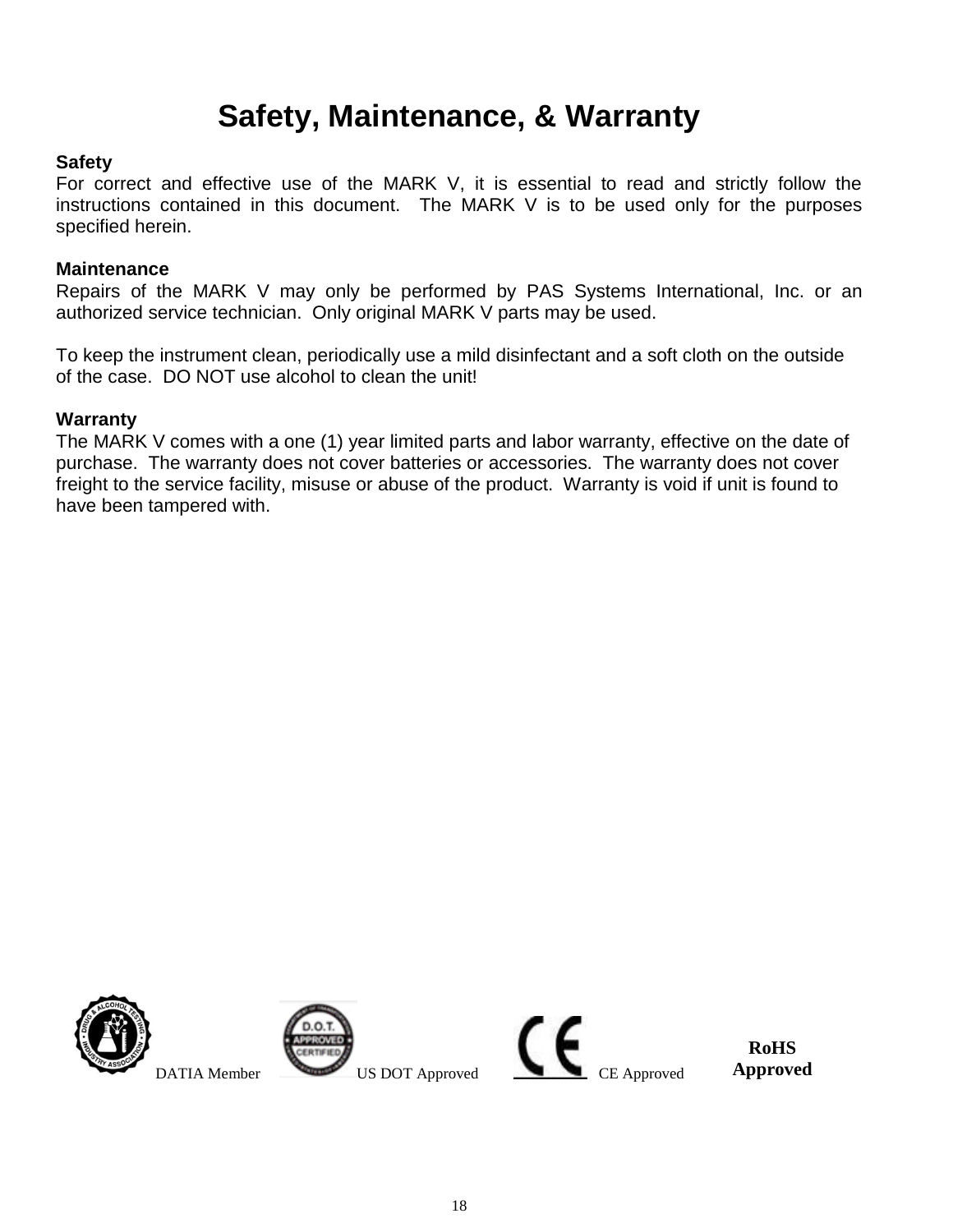# Safety, Maintenance, & Warranty

**Safety**
For correct and effective use of the MARK V, it is essential to read and strictly follow the instructions contained in this document. The MARK V is to be used only for the purposes specified herein.

**Maintenance**
Repairs of the MARK V may only be performed by PAS Systems International, Inc. or an authorized service technician. Only original MARK V parts may be used.

To keep the instrument clean, periodically use a mild disinfectant and a soft cloth on the outside of the case. DO NOT use alcohol to clean the unit!

**Warranty**
The MARK V comes with a one (1) year limited parts and labor warranty, effective on the date of purchase. The warranty does not cover batteries or accessories. The warranty does not cover freight to the service facility, misuse or abuse of the product. Warranty is void if unit is found to have been tampered with.

DATIA Member US DOT Approved CE Approved **RoHS Approved**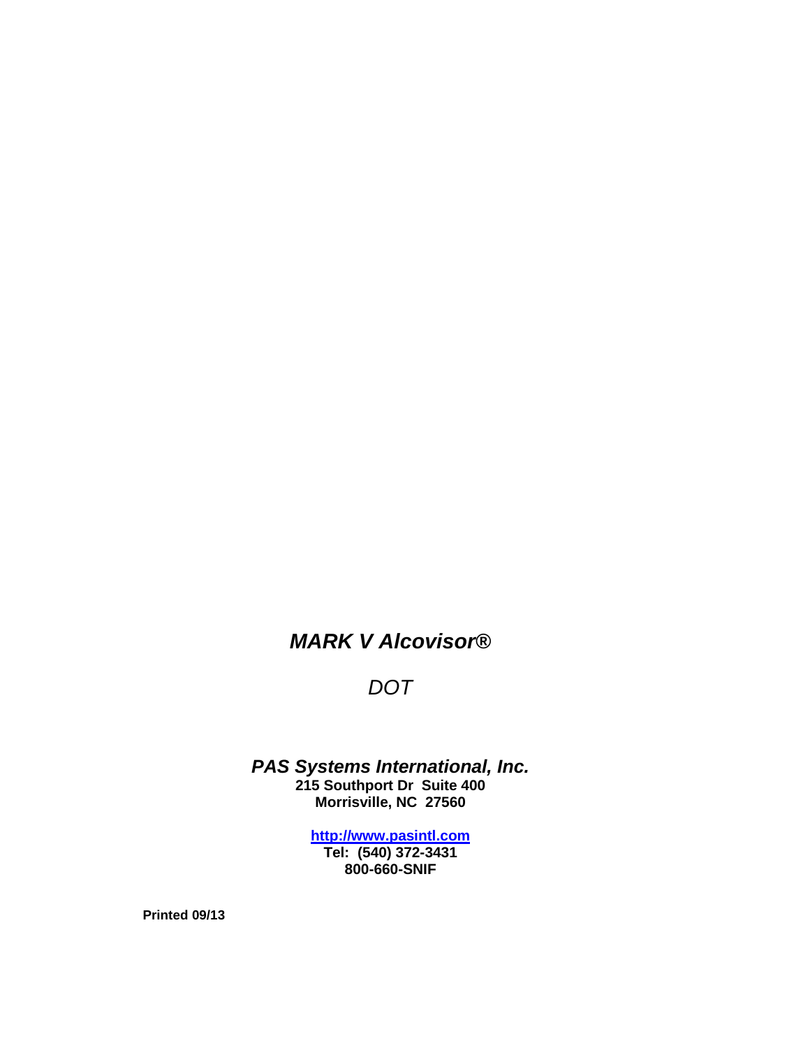***MARK V Alcovisor®***

*DOT*

***PAS Systems International, Inc.***

**215 Southport Dr  Suite 400**
**Morrisville, NC  27560**

**http://www.pasintl.com**
**Tel:  (540) 372-3431**
**800-660-SNIF**

**Printed 09/13**